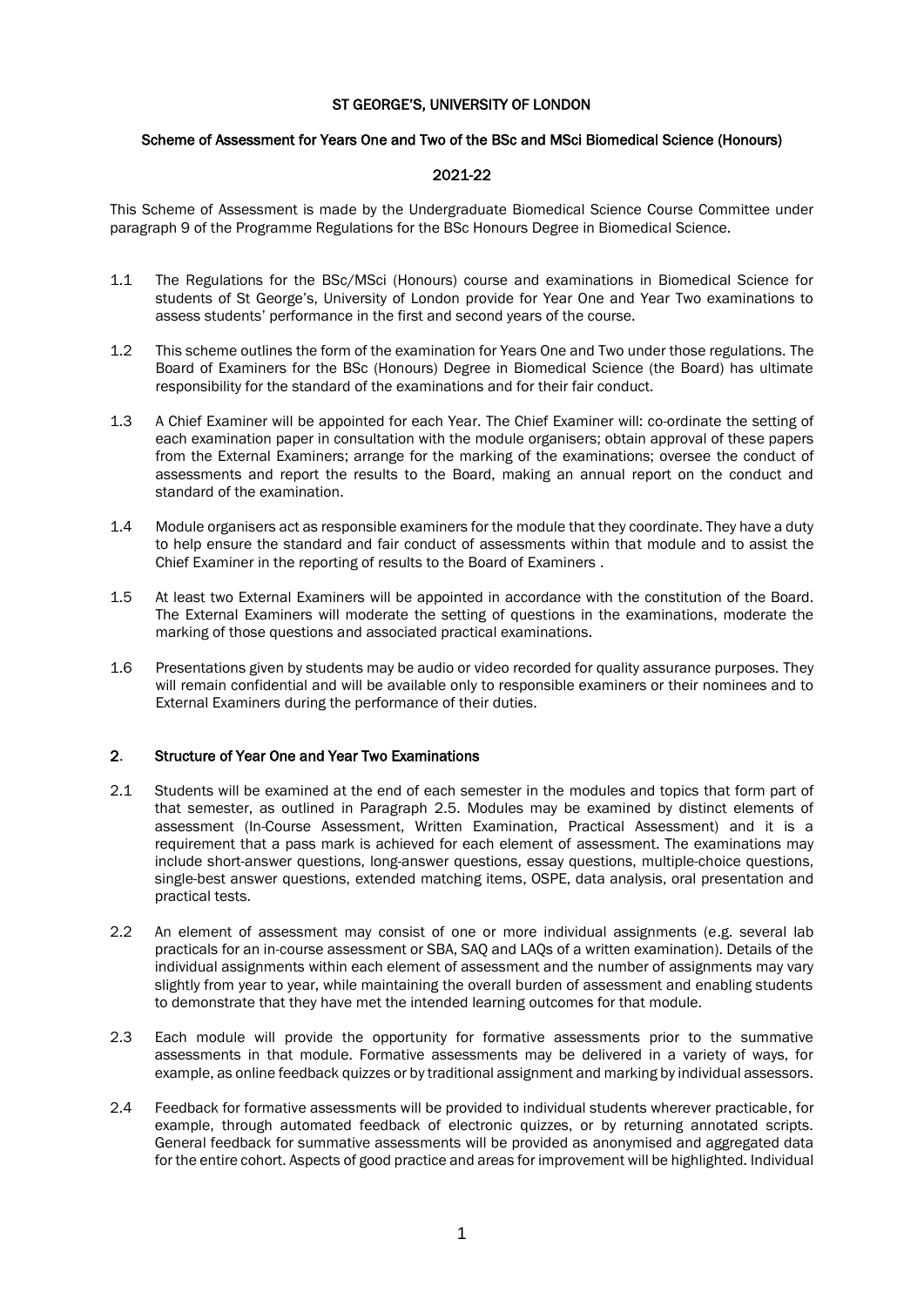**ST GEORGE'S, UNIVERSITY OF LONDON**

**Scheme of Assessment for Years One and Two of the BSc and MSci Biomedical Science (Honours)**

**2021-22**

This Scheme of Assessment is made by the Undergraduate Biomedical Science Course Committee under paragraph 9 of the Programme Regulations for the BSc Honours Degree in Biomedical Science.

1.1 The Regulations for the BSc/MSci (Honours) course and examinations in Biomedical Science for students of St George's, University of London provide for Year One and Year Two examinations to assess students' performance in the first and second years of the course.

1.2 This scheme outlines the form of the examination for Years One and Two under those regulations. The Board of Examiners for the BSc (Honours) Degree in Biomedical Science (the Board) has ultimate responsibility for the standard of the examinations and for their fair conduct.

1.3 A Chief Examiner will be appointed for each Year. The Chief Examiner will: co-ordinate the setting of each examination paper in consultation with the module organisers; obtain approval of these papers from the External Examiners; arrange for the marking of the examinations; oversee the conduct of assessments and report the results to the Board, making an annual report on the conduct and standard of the examination.

1.4 Module organisers act as responsible examiners for the module that they coordinate. They have a duty to help ensure the standard and fair conduct of assessments within that module and to assist the Chief Examiner in the reporting of results to the Board of Examiners .

1.5 At least two External Examiners will be appointed in accordance with the constitution of the Board. The External Examiners will moderate the setting of questions in the examinations, moderate the marking of those questions and associated practical examinations.

1.6 Presentations given by students may be audio or video recorded for quality assurance purposes. They will remain confidential and will be available only to responsible examiners or their nominees and to External Examiners during the performance of their duties.

## 2. Structure of Year One and Year Two Examinations

2.1 Students will be examined at the end of each semester in the modules and topics that form part of that semester, as outlined in Paragraph 2.5. Modules may be examined by distinct elements of assessment (In-Course Assessment, Written Examination, Practical Assessment) and it is a requirement that a pass mark is achieved for each element of assessment. The examinations may include short-answer questions, long-answer questions, essay questions, multiple-choice questions, single-best answer questions, extended matching items, OSPE, data analysis, oral presentation and practical tests.

2.2 An element of assessment may consist of one or more individual assignments (e.g. several lab practicals for an in-course assessment or SBA, SAQ and LAQs of a written examination). Details of the individual assignments within each element of assessment and the number of assignments may vary slightly from year to year, while maintaining the overall burden of assessment and enabling students to demonstrate that they have met the intended learning outcomes for that module.

2.3 Each module will provide the opportunity for formative assessments prior to the summative assessments in that module. Formative assessments may be delivered in a variety of ways, for example, as online feedback quizzes or by traditional assignment and marking by individual assessors.

2.4 Feedback for formative assessments will be provided to individual students wherever practicable, for example, through automated feedback of electronic quizzes, or by returning annotated scripts. General feedback for summative assessments will be provided as anonymised and aggregated data for the entire cohort. Aspects of good practice and areas for improvement will be highlighted. Individual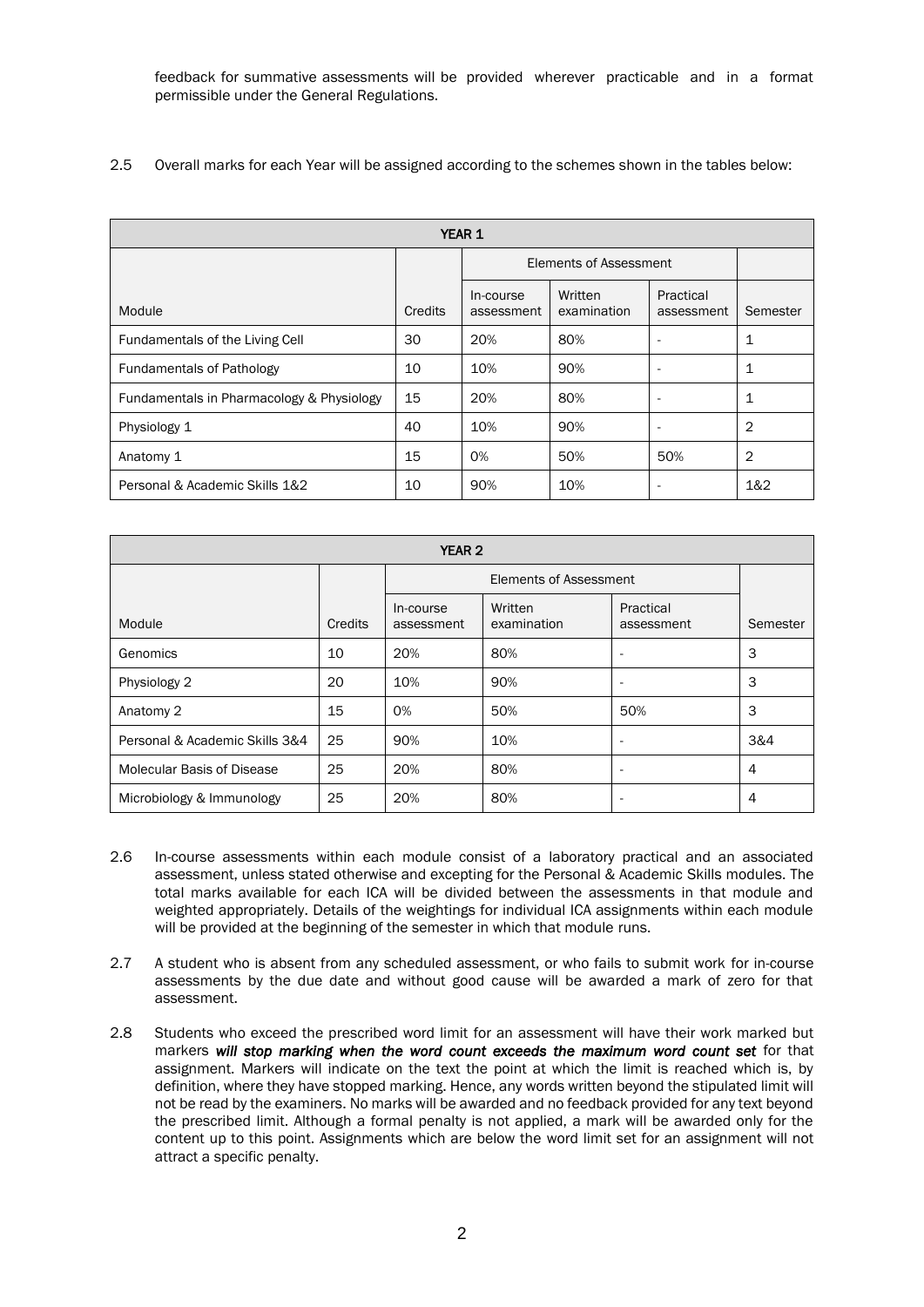feedback for summative assessments will be provided wherever practicable and in a format permissible under the General Regulations.

2.5 Overall marks for each Year will be assigned according to the schemes shown in the tables below:

| YEAR 1 | | | | | |
|---|---|---|---|---|---|
| | | Elements of Assessment | | | |
| Module | Credits | In-course assessment | Written examination | Practical assessment | Semester |
| Fundamentals of the Living Cell | 30 | 20% | 80% | - | 1 |
| Fundamentals of Pathology | 10 | 10% | 90% | - | 1 |
| Fundamentals in Pharmacology & Physiology | 15 | 20% | 80% | - | 1 |
| Physiology 1 | 40 | 10% | 90% | - | 2 |
| Anatomy 1 | 15 | 0% | 50% | 50% | 2 |
| Personal & Academic Skills 1&2 | 10 | 90% | 10% | - | 1&2 |

| YEAR 2 | | | | | |
|---|---|---|---|---|---|
| | | Elements of Assessment | | | |
| Module | Credits | In-course assessment | Written examination | Practical assessment | Semester |
| Genomics | 10 | 20% | 80% | - | 3 |
| Physiology 2 | 20 | 10% | 90% | - | 3 |
| Anatomy 2 | 15 | 0% | 50% | 50% | 3 |
| Personal & Academic Skills 3&4 | 25 | 90% | 10% | - | 3&4 |
| Molecular Basis of Disease | 25 | 20% | 80% | - | 4 |
| Microbiology & Immunology | 25 | 20% | 80% | - | 4 |

2.6 In-course assessments within each module consist of a laboratory practical and an associated assessment, unless stated otherwise and excepting for the Personal & Academic Skills modules. The total marks available for each ICA will be divided between the assessments in that module and weighted appropriately. Details of the weightings for individual ICA assignments within each module will be provided at the beginning of the semester in which that module runs.

2.7 A student who is absent from any scheduled assessment, or who fails to submit work for in-course assessments by the due date and without good cause will be awarded a mark of zero for that assessment.

2.8 Students who exceed the prescribed word limit for an assessment will have their work marked but markers ***will stop marking when the word count exceeds the maximum word count set*** for that assignment. Markers will indicate on the text the point at which the limit is reached which is, by definition, where they have stopped marking. Hence, any words written beyond the stipulated limit will not be read by the examiners. No marks will be awarded and no feedback provided for any text beyond the prescribed limit. Although a formal penalty is not applied, a mark will be awarded only for the content up to this point. Assignments which are below the word limit set for an assignment will not attract a specific penalty.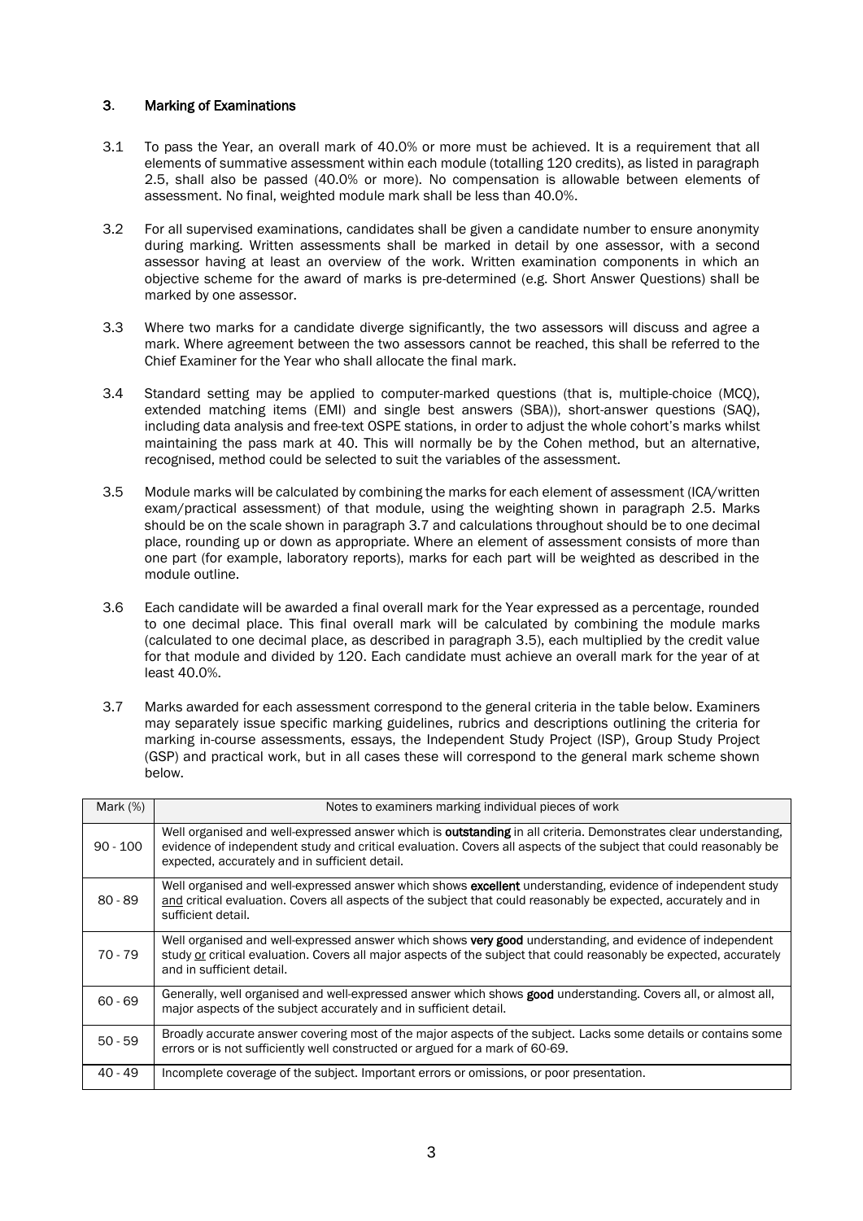## 3. Marking of Examinations

3.1 To pass the Year, an overall mark of 40.0% or more must be achieved. It is a requirement that all elements of summative assessment within each module (totalling 120 credits), as listed in paragraph 2.5, shall also be passed (40.0% or more). No compensation is allowable between elements of assessment. No final, weighted module mark shall be less than 40.0%.

3.2 For all supervised examinations, candidates shall be given a candidate number to ensure anonymity during marking. Written assessments shall be marked in detail by one assessor, with a second assessor having at least an overview of the work. Written examination components in which an objective scheme for the award of marks is pre-determined (e.g. Short Answer Questions) shall be marked by one assessor.

3.3 Where two marks for a candidate diverge significantly, the two assessors will discuss and agree a mark. Where agreement between the two assessors cannot be reached, this shall be referred to the Chief Examiner for the Year who shall allocate the final mark.

3.4 Standard setting may be applied to computer-marked questions (that is, multiple-choice (MCQ), extended matching items (EMI) and single best answers (SBA)), short-answer questions (SAQ), including data analysis and free-text OSPE stations, in order to adjust the whole cohort's marks whilst maintaining the pass mark at 40. This will normally be by the Cohen method, but an alternative, recognised, method could be selected to suit the variables of the assessment.

3.5 Module marks will be calculated by combining the marks for each element of assessment (ICA/written exam/practical assessment) of that module, using the weighting shown in paragraph 2.5. Marks should be on the scale shown in paragraph 3.7 and calculations throughout should be to one decimal place, rounding up or down as appropriate. Where an element of assessment consists of more than one part (for example, laboratory reports), marks for each part will be weighted as described in the module outline.

3.6 Each candidate will be awarded a final overall mark for the Year expressed as a percentage, rounded to one decimal place. This final overall mark will be calculated by combining the module marks (calculated to one decimal place, as described in paragraph 3.5), each multiplied by the credit value for that module and divided by 120. Each candidate must achieve an overall mark for the year of at least 40.0%.

3.7 Marks awarded for each assessment correspond to the general criteria in the table below. Examiners may separately issue specific marking guidelines, rubrics and descriptions outlining the criteria for marking in-course assessments, essays, the Independent Study Project (ISP), Group Study Project (GSP) and practical work, but in all cases these will correspond to the general mark scheme shown below.

| Mark (%) | Notes to examiners marking individual pieces of work |
|---|---|
| 90 - 100 | Well organised and well-expressed answer which is **outstanding** in all criteria. Demonstrates clear understanding, evidence of independent study and critical evaluation. Covers all aspects of the subject that could reasonably be expected, accurately and in sufficient detail. |
| 80 - 89 | Well organised and well-expressed answer which shows **excellent** understanding, evidence of independent study <u>and</u> critical evaluation. Covers all aspects of the subject that could reasonably be expected, accurately and in sufficient detail. |
| 70 - 79 | Well organised and well-expressed answer which shows **very good** understanding, and evidence of independent study <u>or</u> critical evaluation. Covers all major aspects of the subject that could reasonably be expected, accurately and in sufficient detail. |
| 60 - 69 | Generally, well organised and well-expressed answer which shows **good** understanding. Covers all, or almost all, major aspects of the subject accurately and in sufficient detail. |
| 50 - 59 | Broadly accurate answer covering most of the major aspects of the subject. Lacks some details or contains some errors or is not sufficiently well constructed or argued for a mark of 60-69. |
| 40 - 49 | Incomplete coverage of the subject. Important errors or omissions, or poor presentation. |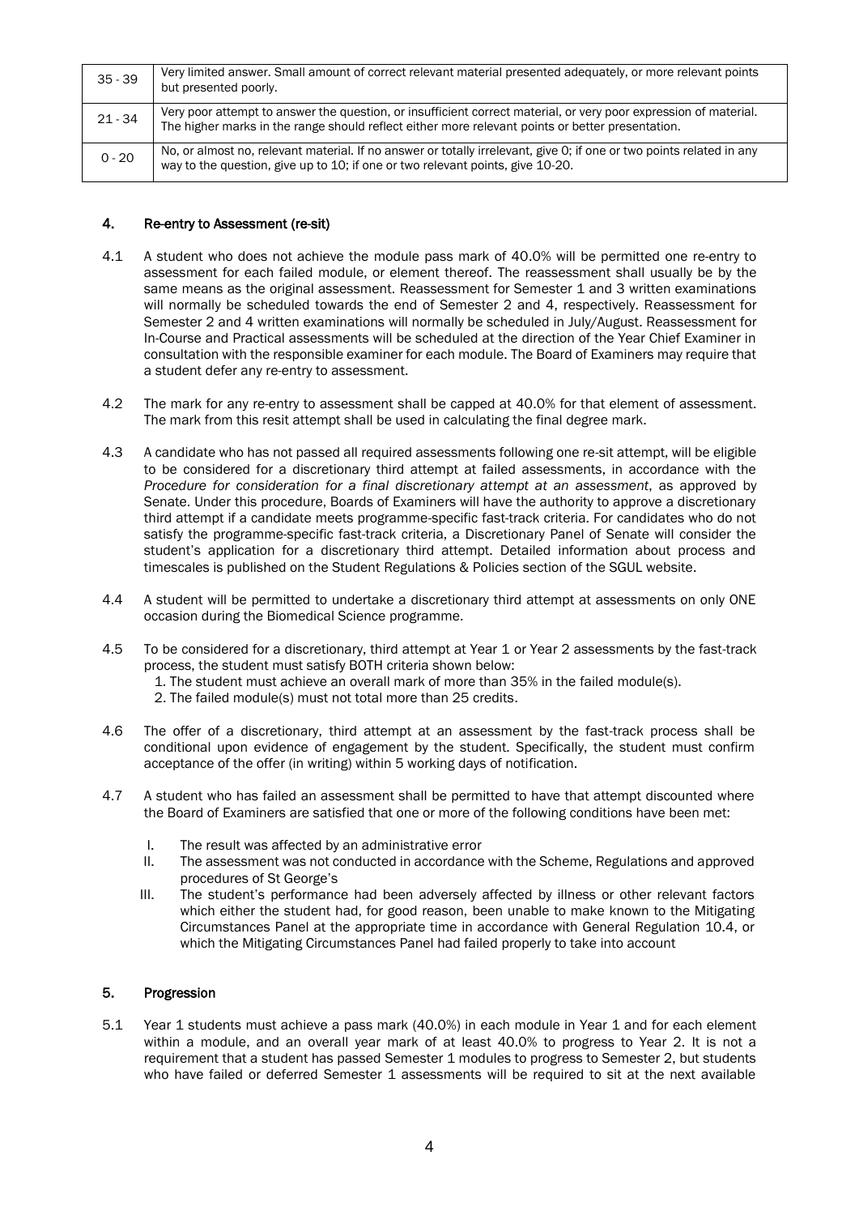| | |
|---|---|
| 35 - 39 | Very limited answer. Small amount of correct relevant material presented adequately, or more relevant points but presented poorly. |
| 21 - 34 | Very poor attempt to answer the question, or insufficient correct material, or very poor expression of material. The higher marks in the range should reflect either more relevant points or better presentation. |
| 0 - 20 | No, or almost no, relevant material. If no answer or totally irrelevant, give 0; if one or two points related in any way to the question, give up to 10; if one or two relevant points, give 10-20. |

## 4. Re-entry to Assessment (re-sit)

4.1 A student who does not achieve the module pass mark of 40.0% will be permitted one re-entry to assessment for each failed module, or element thereof. The reassessment shall usually be by the same means as the original assessment. Reassessment for Semester 1 and 3 written examinations will normally be scheduled towards the end of Semester 2 and 4, respectively. Reassessment for Semester 2 and 4 written examinations will normally be scheduled in July/August. Reassessment for In-Course and Practical assessments will be scheduled at the direction of the Year Chief Examiner in consultation with the responsible examiner for each module. The Board of Examiners may require that a student defer any re-entry to assessment.

4.2 The mark for any re-entry to assessment shall be capped at 40.0% for that element of assessment. The mark from this resit attempt shall be used in calculating the final degree mark.

4.3 A candidate who has not passed all required assessments following one re-sit attempt, will be eligible to be considered for a discretionary third attempt at failed assessments, in accordance with the *Procedure for consideration for a final discretionary attempt at an assessment*, as approved by Senate. Under this procedure, Boards of Examiners will have the authority to approve a discretionary third attempt if a candidate meets programme-specific fast-track criteria. For candidates who do not satisfy the programme-specific fast-track criteria, a Discretionary Panel of Senate will consider the student's application for a discretionary third attempt. Detailed information about process and timescales is published on the Student Regulations & Policies section of the SGUL website.

4.4 A student will be permitted to undertake a discretionary third attempt at assessments on only ONE occasion during the Biomedical Science programme.

4.5 To be considered for a discretionary, third attempt at Year 1 or Year 2 assessments by the fast-track process, the student must satisfy BOTH criteria shown below:
   1. The student must achieve an overall mark of more than 35% in the failed module(s).
   2. The failed module(s) must not total more than 25 credits.

4.6 The offer of a discretionary, third attempt at an assessment by the fast-track process shall be conditional upon evidence of engagement by the student. Specifically, the student must confirm acceptance of the offer (in writing) within 5 working days of notification.

4.7 A student who has failed an assessment shall be permitted to have that attempt discounted where the Board of Examiners are satisfied that one or more of the following conditions have been met:

   I. The result was affected by an administrative error
   II. The assessment was not conducted in accordance with the Scheme, Regulations and approved procedures of St George's
   III. The student's performance had been adversely affected by illness or other relevant factors which either the student had, for good reason, been unable to make known to the Mitigating Circumstances Panel at the appropriate time in accordance with General Regulation 10.4, or which the Mitigating Circumstances Panel had failed properly to take into account

## 5. Progression

5.1 Year 1 students must achieve a pass mark (40.0%) in each module in Year 1 and for each element within a module, and an overall year mark of at least 40.0% to progress to Year 2. It is not a requirement that a student has passed Semester 1 modules to progress to Semester 2, but students who have failed or deferred Semester 1 assessments will be required to sit at the next available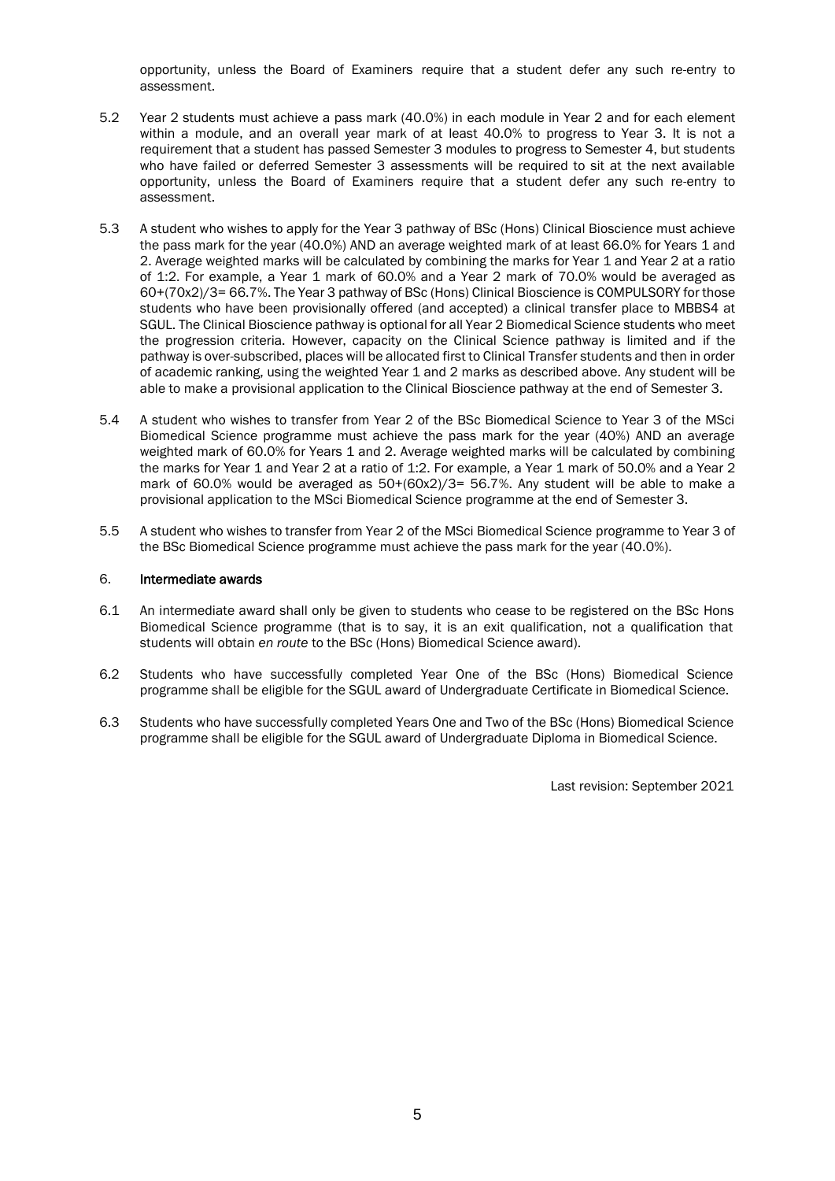opportunity, unless the Board of Examiners require that a student defer any such re-entry to assessment.

5.2 Year 2 students must achieve a pass mark (40.0%) in each module in Year 2 and for each element within a module, and an overall year mark of at least 40.0% to progress to Year 3. It is not a requirement that a student has passed Semester 3 modules to progress to Semester 4, but students who have failed or deferred Semester 3 assessments will be required to sit at the next available opportunity, unless the Board of Examiners require that a student defer any such re-entry to assessment.

5.3 A student who wishes to apply for the Year 3 pathway of BSc (Hons) Clinical Bioscience must achieve the pass mark for the year (40.0%) AND an average weighted mark of at least 66.0% for Years 1 and 2. Average weighted marks will be calculated by combining the marks for Year 1 and Year 2 at a ratio of 1:2. For example, a Year 1 mark of 60.0% and a Year 2 mark of 70.0% would be averaged as 60+(70x2)/3= 66.7%. The Year 3 pathway of BSc (Hons) Clinical Bioscience is COMPULSORY for those students who have been provisionally offered (and accepted) a clinical transfer place to MBBS4 at SGUL. The Clinical Bioscience pathway is optional for all Year 2 Biomedical Science students who meet the progression criteria. However, capacity on the Clinical Science pathway is limited and if the pathway is over-subscribed, places will be allocated first to Clinical Transfer students and then in order of academic ranking, using the weighted Year 1 and 2 marks as described above. Any student will be able to make a provisional application to the Clinical Bioscience pathway at the end of Semester 3.

5.4 A student who wishes to transfer from Year 2 of the BSc Biomedical Science to Year 3 of the MSci Biomedical Science programme must achieve the pass mark for the year (40%) AND an average weighted mark of 60.0% for Years 1 and 2. Average weighted marks will be calculated by combining the marks for Year 1 and Year 2 at a ratio of 1:2. For example, a Year 1 mark of 50.0% and a Year 2 mark of 60.0% would be averaged as 50+(60x2)/3= 56.7%. Any student will be able to make a provisional application to the MSci Biomedical Science programme at the end of Semester 3.

5.5 A student who wishes to transfer from Year 2 of the MSci Biomedical Science programme to Year 3 of the BSc Biomedical Science programme must achieve the pass mark for the year (40.0%).

## 6. Intermediate awards

6.1 An intermediate award shall only be given to students who cease to be registered on the BSc Hons Biomedical Science programme (that is to say, it is an exit qualification, not a qualification that students will obtain *en route* to the BSc (Hons) Biomedical Science award).

6.2 Students who have successfully completed Year One of the BSc (Hons) Biomedical Science programme shall be eligible for the SGUL award of Undergraduate Certificate in Biomedical Science.

6.3 Students who have successfully completed Years One and Two of the BSc (Hons) Biomedical Science programme shall be eligible for the SGUL award of Undergraduate Diploma in Biomedical Science.

Last revision: September 2021